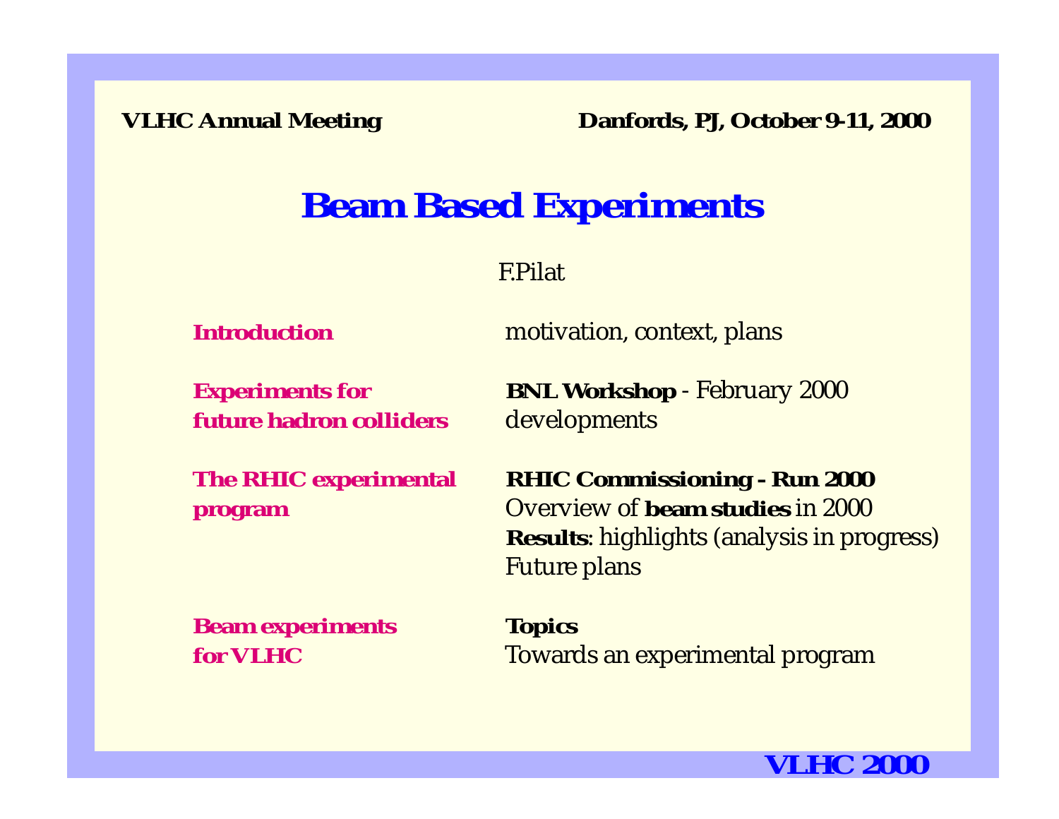**VLHC Annual Meeting** **Danfords, PJ, October 9-11, 2000**

# Beam Based Experiments

F.Pilat

| | |
|---|---|
| **Introduction** | motivation, context, plans |
| **Experiments for future hadron colliders** | **BNL Workshop** - February 2000<br>developments |
| **The RHIC experimental program** | **RHIC Commissioning - Run 2000**<br>Overview of **beam studies** in 2000<br>**Results**: highlights (analysis in progress)<br>Future plans |
| **Beam experiments for VLHC** | **Topics**<br>Towards an experimental program |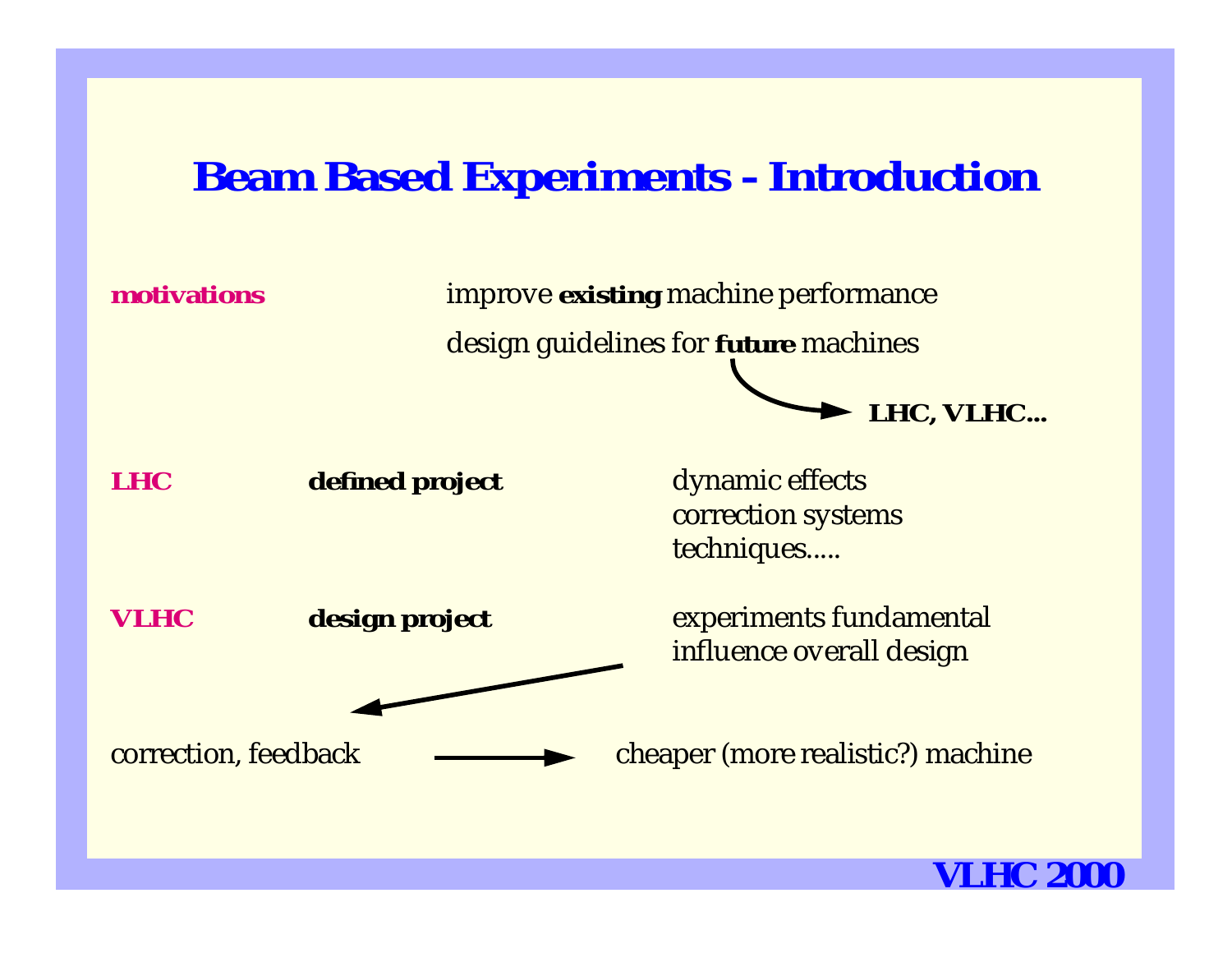# Beam Based Experiments - Introduction

**motivations**

improve **existing** machine performance

design guidelines for **future** machines → **LHC, VLHC...**

**LHC** — **defined project**

- dynamic effects
- correction systems
- techniques.....

**VLHC** — **design project**

- experiments fundamental
- influence overall design

correction, feedback → cheaper (more realistic?) machine

**VLHC 2000**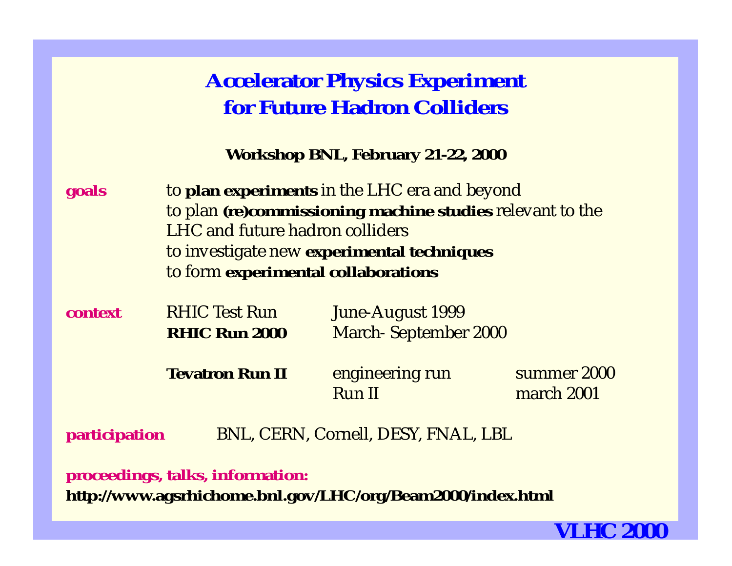# Accelerator Physics Experiment for Future Hadron Colliders

**Workshop BNL, February 21-22, 2000**

**goals**

- to **plan experiments** in the LHC era and beyond
- to plan **(re)commissioning machine studies** relevant to the LHC and future hadron colliders
- to investigate new **experimental techniques**
- to form **experimental collaborations**

**context**

| | | |
|---|---|---|
| RHIC Test Run | June-August 1999 | |
| **RHIC Run 2000** | March- September 2000 | |
| **Tevatron Run II** | engineering run | summer 2000 |
| | Run II | march 2001 |

**participation** BNL, CERN, Cornell, DESY, FNAL, LBL

**proceedings, talks, information:**

**http://www.agsrhichome.bnl.gov/LHC/org/Beam2000/index.html**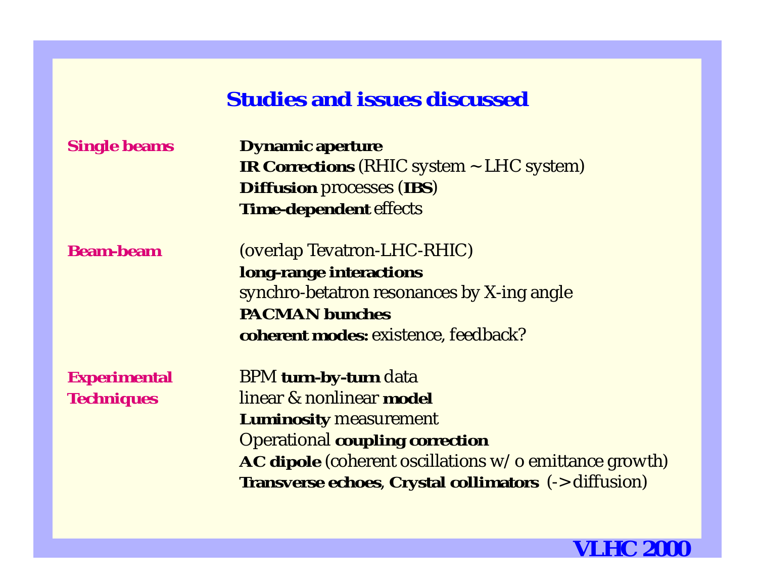## Studies and issues discussed

**Single beams**

- **Dynamic aperture**
- **IR Corrections** (RHIC system ~ LHC system)
- **Diffusion** processes (**IBS**)
- **Time-dependent** effects

**Beam-beam**

(overlap Tevatron-LHC-RHIC)

- **long-range interactions**
- synchro-betatron resonances by X-ing angle
- **PACMAN bunches**
- **coherent modes:** existence, feedback?

**Experimental Techniques**

- BPM **turn-by-turn** data
- linear & nonlinear **model**
- **Luminosity** measurement
- Operational **coupling correction**
- **AC dipole** (coherent oscillations w/o emittance growth)
- **Transverse echoes**, **Crystal collimators** (-> diffusion)

VLHC 2000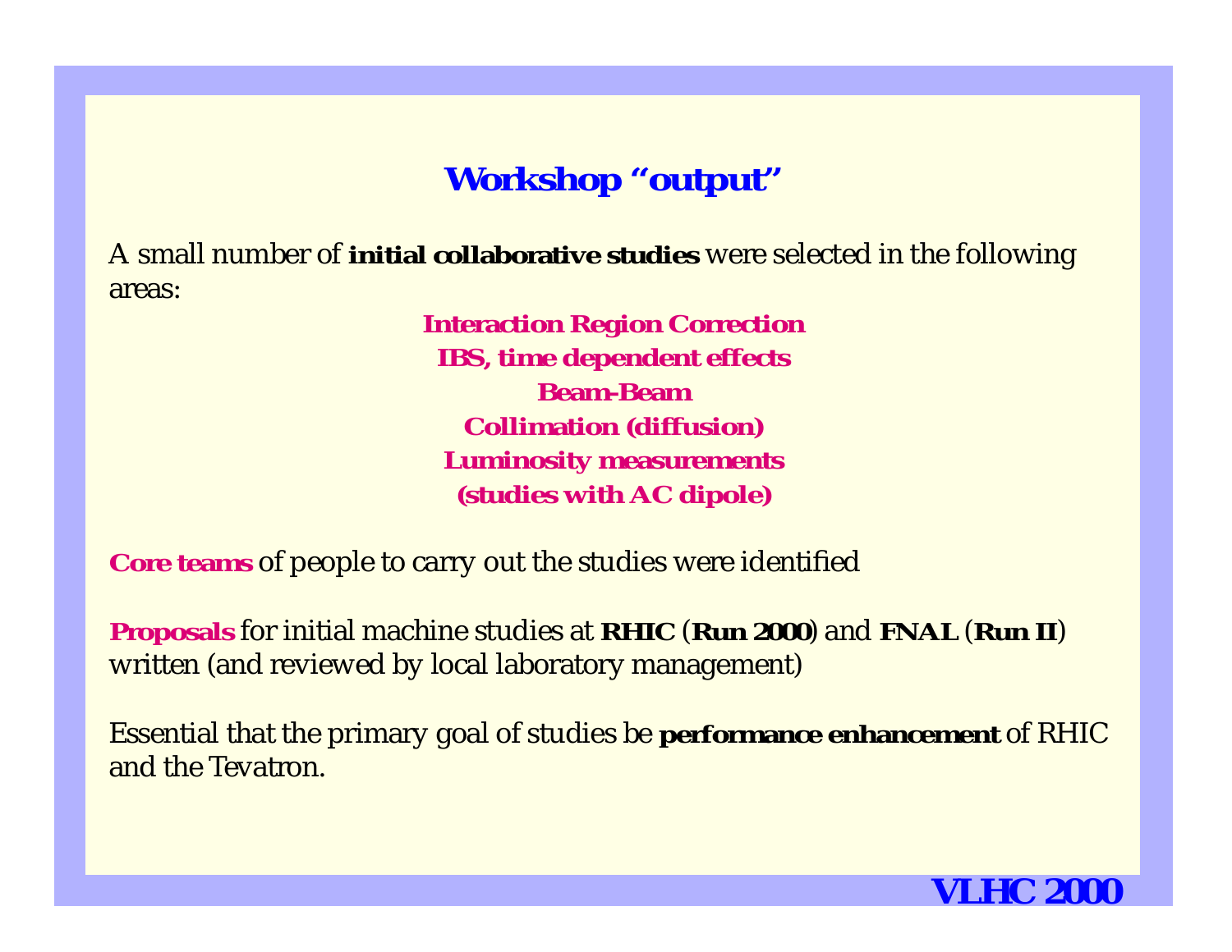## Workshop "output"

A small number of **initial collaborative studies** were selected in the following areas:

**Interaction Region Correction**
**IBS, time dependent effects**
**Beam-Beam**
**Collimation (diffusion)**
**Luminosity measurements**
**(studies with AC dipole)**

**Core teams** of people to carry out the studies were identified

**Proposals** for initial machine studies at **RHIC** (**Run 2000**) and **FNAL** (**Run II**) written (and reviewed by local laboratory management)

Essential that the primary goal of studies be **performance enhancement** of RHIC and the Tevatron.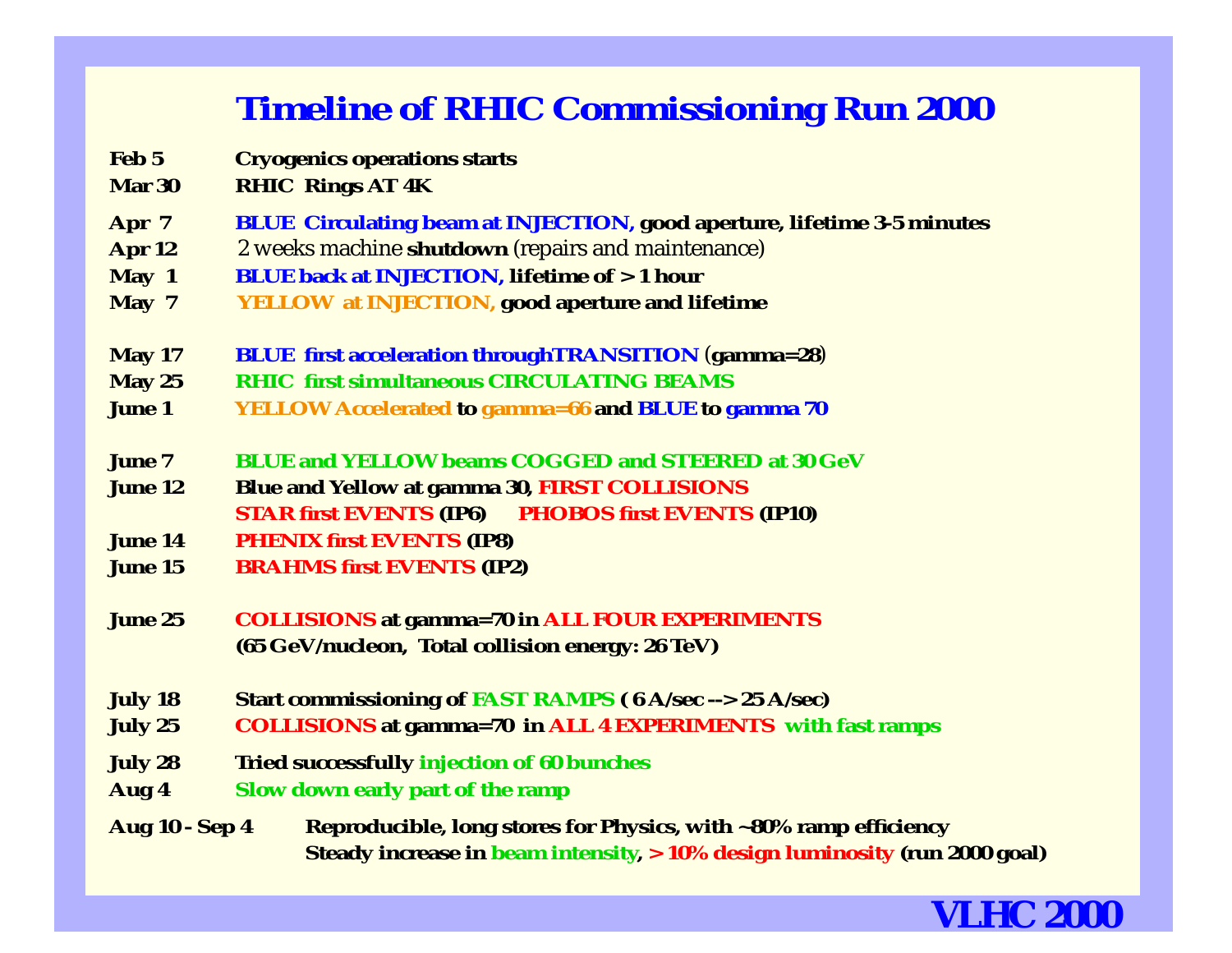# Timeline of RHIC Commissioning Run 2000

| | |
|---|---|
| **Feb 5** | **Cryogenics operations starts** |
| **Mar 30** | **RHIC Rings AT 4K** |
| **Apr 7** | **BLUE Circulating beam at INJECTION, good aperture, lifetime 3-5 minutes** |
| **Apr 12** | 2 weeks machine **shutdown** (repairs and maintenance) |
| **May 1** | **BLUE back at INJECTION, lifetime of > 1 hour** |
| **May 7** | **YELLOW at INJECTION, good aperture and lifetime** |
| **May 17** | **BLUE first acceleration throughTRANSITION (gamma=28)** |
| **May 25** | **RHIC first simultaneous CIRCULATING BEAMS** |
| **June 1** | **YELLOW Accelerated to gamma=66 and BLUE to gamma 70** |
| **June 7** | **BLUE and YELLOW beams COGGED and STEERED at 30 GeV** |
| **June 12** | **Blue and Yellow at gamma 30, FIRST COLLISIONS** |
| | **STAR first EVENTS (IP6) PHOBOS first EVENTS (IP10)** |
| **June 14** | **PHENIX first EVENTS (IP8)** |
| **June 15** | **BRAHMS first EVENTS (IP2)** |
| **June 25** | **COLLISIONS at gamma=70 in ALL FOUR EXPERIMENTS** |
| | **(65 GeV/nucleon, Total collision energy: 26 TeV)** |
| **July 18** | **Start commissioning of FAST RAMPS ( 6 A/sec --> 25 A/sec)** |
| **July 25** | **COLLISIONS at gamma=70 in ALL 4 EXPERIMENTS with fast ramps** |
| **July 28** | **Tried successfully injection of 60 bunches** |
| **Aug 4** | **Slow down early part of the ramp** |
| **Aug 10 - Sep 4** | **Reproducible, long stores for Physics, with ~80% ramp efficiency** |
| | **Steady increase in beam intensity, > 10% design luminosity (run 2000 goal)** |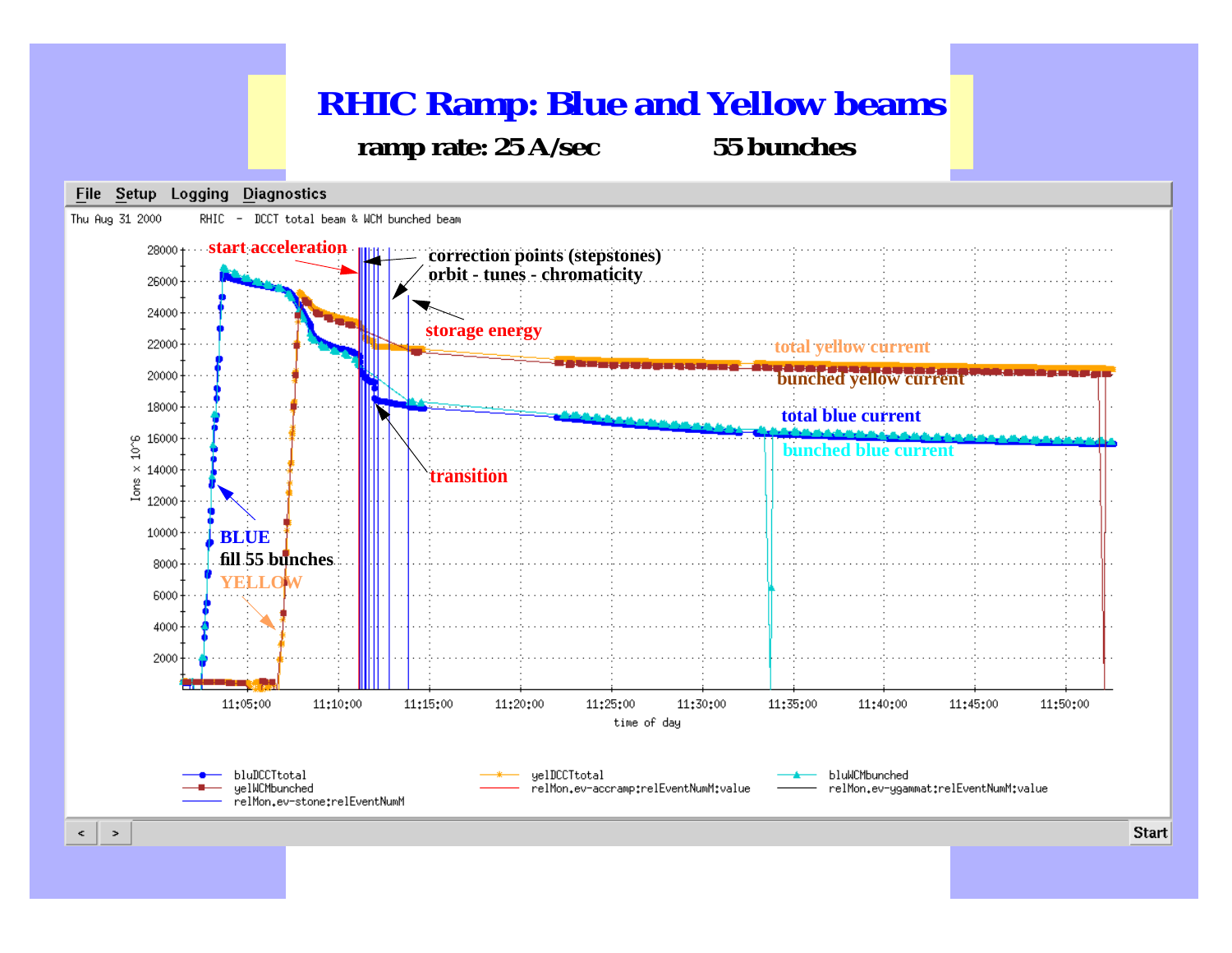# RHIC Ramp: Blue and Yellow beams

**ramp rate: 25 A/sec** **55 bunches**

File Setup Logging Diagnostics

Thu Aug 31 2000 RHIC – DCCT total beam & WCM bunched beam

start acceleration

correction points (stepstones)
orbit - tunes - chromaticity

storage energy

total yellow current

bunched yellow current

total blue current

bunched blue current

transition

BLUE
fill 55 bunches
YELLOW

Ions x 10^6

28000, 26000, 24000, 22000, 20000, 18000, 16000, 14000, 12000, 10000, 8000, 6000, 4000, 2000

11:05:00, 11:10:00, 11:15:00, 11:20:00, 11:25:00, 11:30:00, 11:35:00, 11:40:00, 11:45:00, 11:50:00

time of day

bluDCCTtotal, yelWCMbunched, relMon.ev-stone:relEventNumM, yelDCCTtotal, relMon.ev-accramp:relEventNumM:value, bluWCMbunched, relMon.ev-ygammat:relEventNumM:value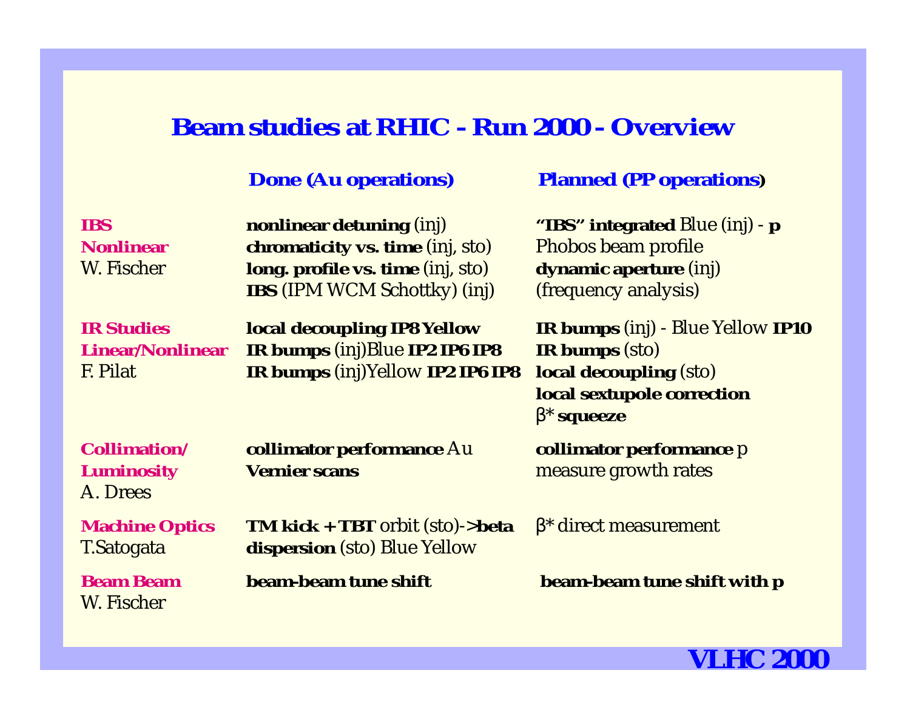# Beam studies at RHIC - Run 2000 - Overview

| | **Done (Au operations)** | **Planned (PP operations)** |
|---|---|---|
| **IBS**<br>**Nonlinear**<br>W. Fischer | **nonlinear detuning** (inj)<br>**chromaticity vs. time** (inj, sto)<br>**long. profile vs. time** (inj, sto)<br>**IBS** (IPM WCM Schottky) (inj) | **"IBS" integrated** Blue (inj) - **p**<br>Phobos beam profile<br>**dynamic aperture** (inj)<br>(frequency analysis) |
| **IR Studies**<br>**Linear/Nonlinear**<br>F. Pilat | **local decoupling IP8 Yellow**<br>**IR bumps** (inj)Blue **IP2 IP6 IP8**<br>**IR bumps** (inj)Yellow **IP2 IP6 IP8** | **IR bumps** (inj) - Blue Yellow **IP10**<br>**IR bumps** (sto)<br>**local decoupling** (sto)<br>**local sextupole correction**<br>$\beta$* **squeeze** |
| **Collimation/**<br>**Luminosity**<br>A. Drees | **collimator performance** Au<br>**Vernier scans** | **collimator performance** p<br>measure growth rates |
| **Machine Optics**<br>T.Satogata | **TM kick + TBT** orbit (sto)->**beta**<br>**dispersion** (sto) Blue Yellow | $\beta$* direct measurement |
| **Beam Beam**<br>W. Fischer | **beam-beam tune shift** | **beam-beam tune shift with p** |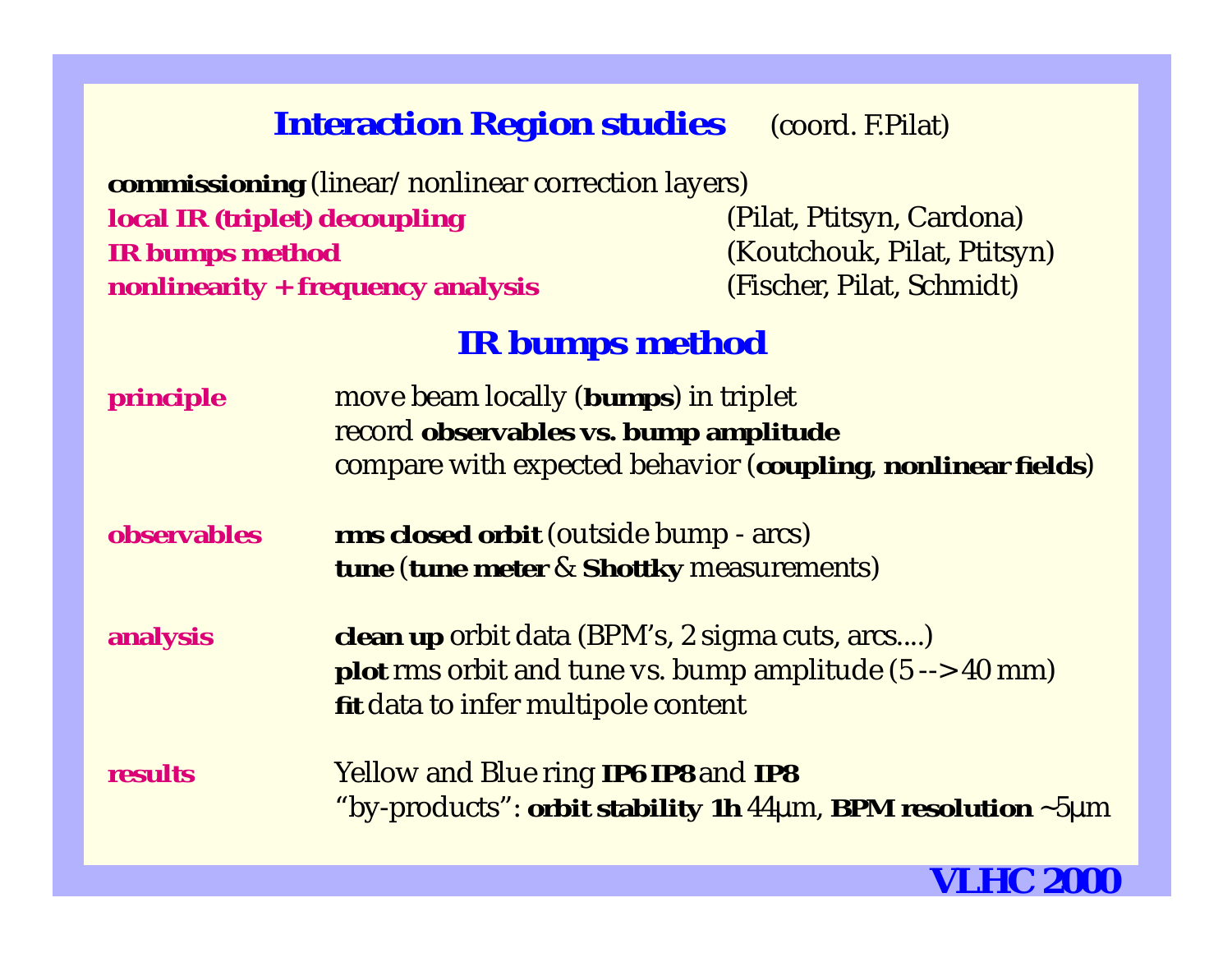## Interaction Region studies (coord. F.Pilat)

**commissioning** (linear/ nonlinear correction layers)

**local IR (triplet) decoupling** (Pilat, Ptitsyn, Cardona)

**IR bumps method** (Koutchouk, Pilat, Ptitsyn)

**nonlinearity + frequency analysis** (Fischer, Pilat, Schmidt)

## IR bumps method

**principle**
move beam locally (**bumps**) in triplet
record **observables vs. bump amplitude**
compare with expected behavior (**coupling**, **nonlinear fields**)

**observables**
**rms closed orbit** (outside bump - arcs)
**tune** (**tune meter** & **Shottky** measurements)

**analysis**
**clean up** orbit data (BPM's, 2 sigma cuts, arcs....)
**plot** rms orbit and tune vs. bump amplitude (5 --> 40 mm)
**fit** data to infer multipole content

**results**
Yellow and Blue ring **IP6 IP8** and **IP8**
"by-products": **orbit stability 1h** 44μm, **BPM resolution** ~5μm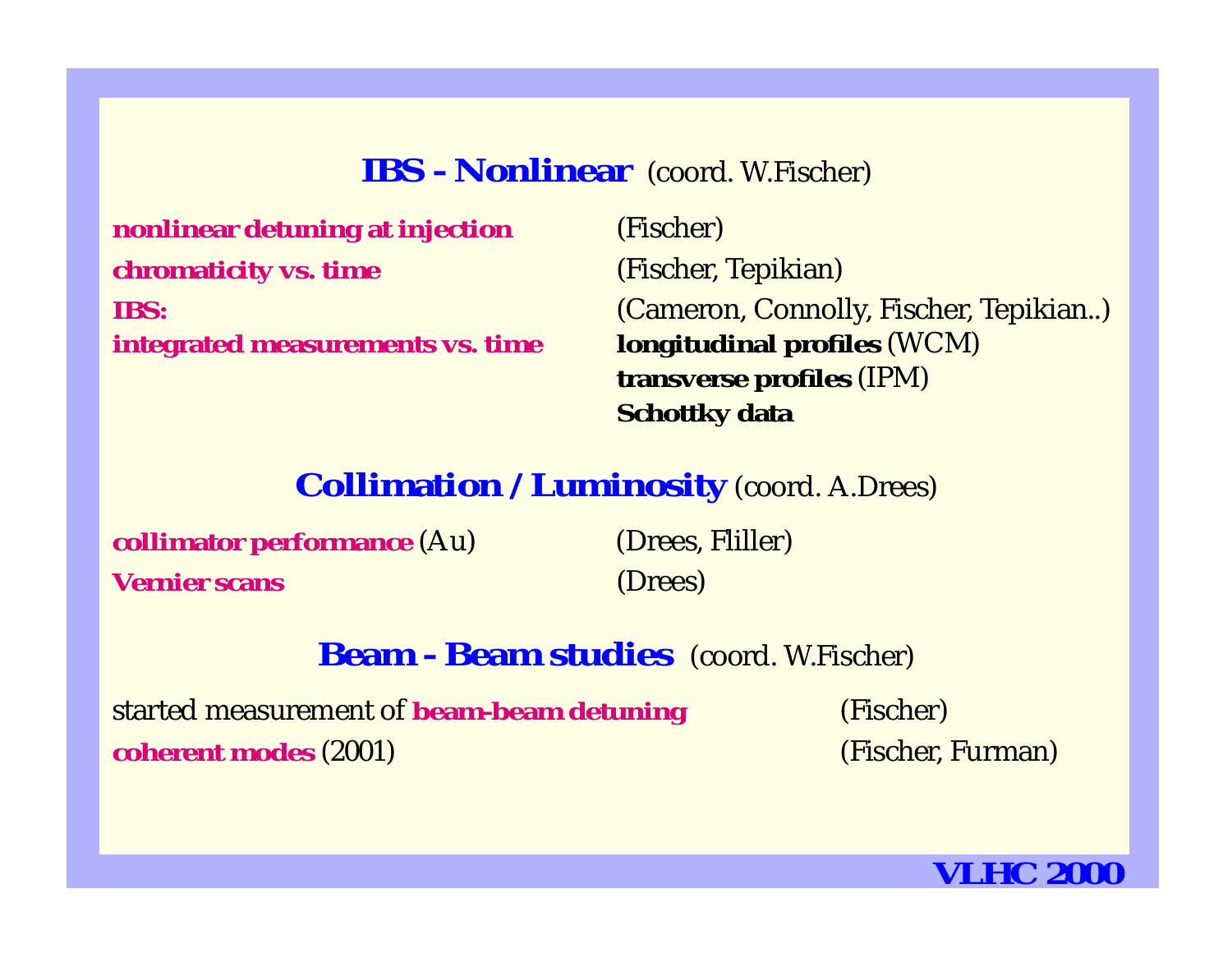## **IBS - Nonlinear** (coord. W.Fischer)

| | |
|---|---|
| **nonlinear detuning at injection** | (Fischer) |
| **chromaticity vs. time** | (Fischer, Tepikian) |
| **IBS:** | (Cameron, Connolly, Fischer, Tepikian..) |
| **integrated measurements vs. time** | **longitudinal profiles** (WCM) |
| | **transverse profiles** (IPM) |
| | **Schottky data** |

## **Collimation / Luminosity** (coord. A.Drees)

| | |
|---|---|
| **collimator performance** (Au) | (Drees, Fliller) |
| **Vernier scans** | (Drees) |

## **Beam - Beam studies** (coord. W.Fischer)

| | |
|---|---|
| started measurement of **beam-beam detuning** | (Fischer) |
| **coherent modes** (2001) | (Fischer, Furman) |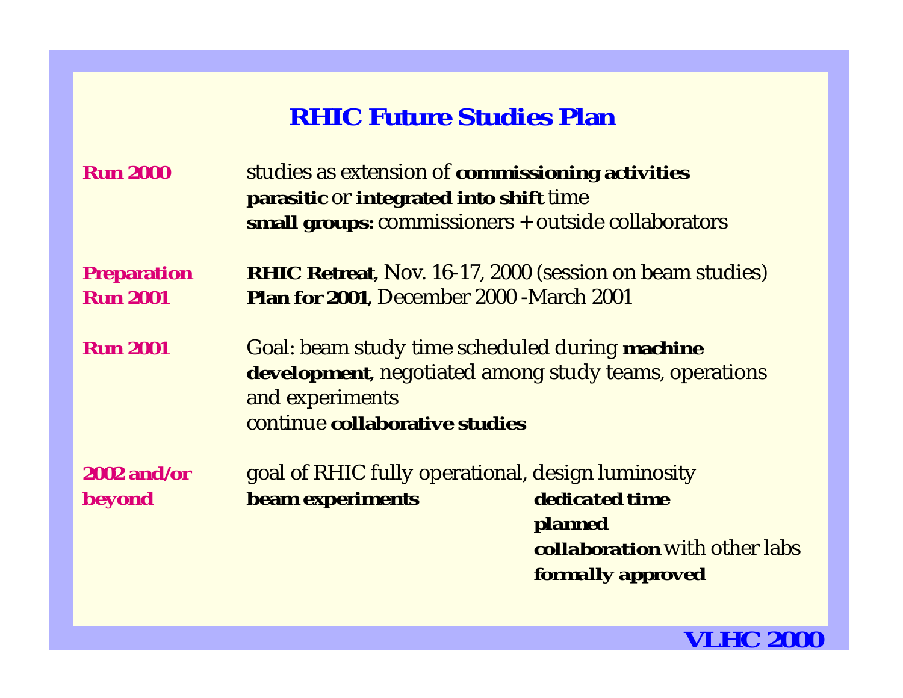# RHIC Future Studies Plan

**Run 2000**

studies as extension of **commissioning activities**
**parasitic** or **integrated into shift** time
**small groups:** commissioners + outside collaborators

**Preparation Run 2001**

**RHIC Retreat**, Nov. 16-17, 2000 (session on beam studies)
**Plan for 2001**, December 2000 -March 2001

**Run 2001**

Goal: beam study time scheduled during **machine development,** negotiated among study teams, operations and experiments
continue **collaborative studies**

**2002 and/or beyond**

goal of RHIC fully operational, design luminosity
**beam experiments**

- **dedicated time**
- **planned**
- **collaboration** with other labs
- **formally approved**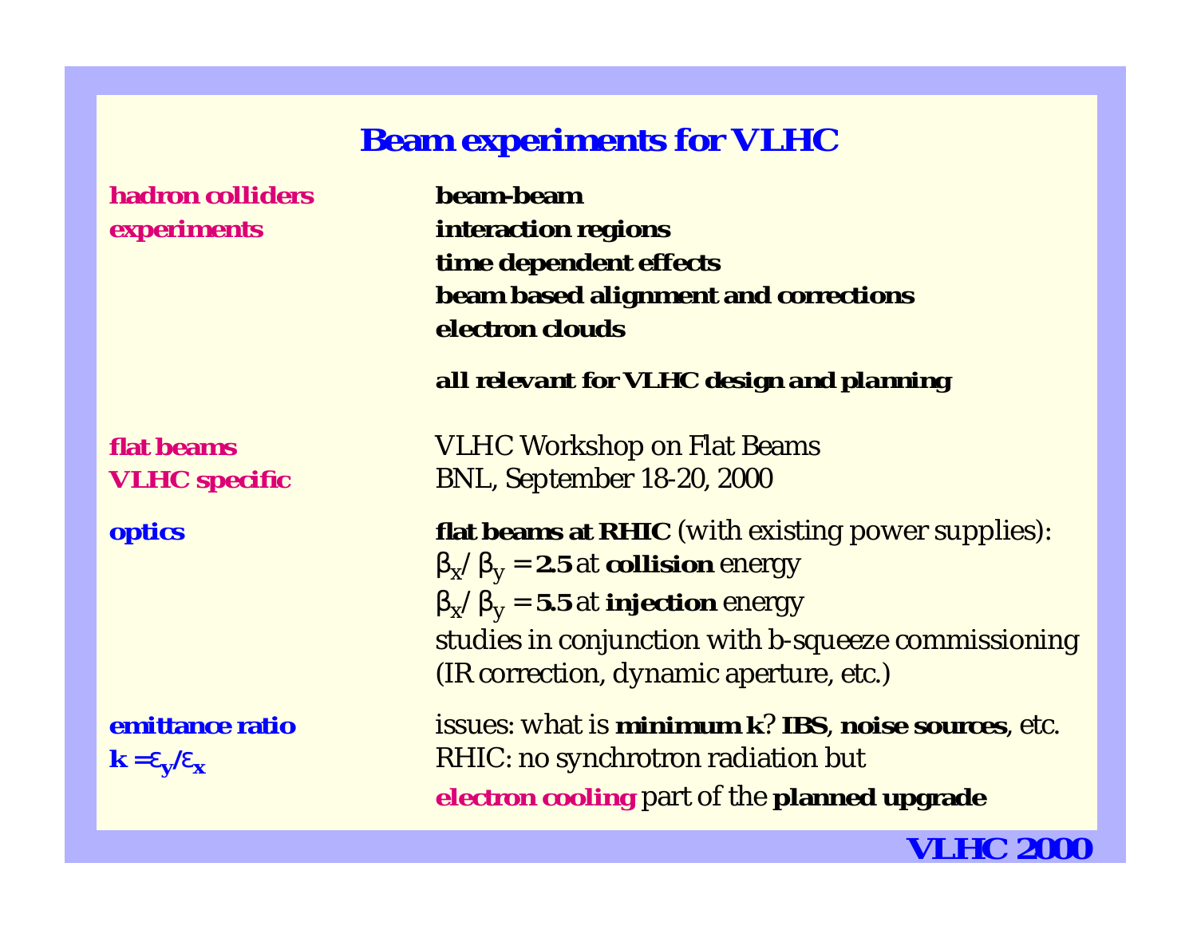# Beam experiments for VLHC

**hadron colliders experiments**

**beam-beam**
**interaction regions**
**time dependent effects**
**beam based alignment and corrections**
**electron clouds**

***all relevant for VLHC design and planning***

**flat beams VLHC specific**

VLHC Workshop on Flat Beams
BNL, September 18-20, 2000

**optics**

**flat beams at RHIC** (with existing power supplies):
$\beta_x / \beta_y$ = **2.5** at **collision** energy
$\beta_x / \beta_y$ = **5.5** at **injection** energy
studies in conjunction with b-squeeze commissioning
(IR correction, dynamic aperture, etc.)

**emittance ratio** $k = \varepsilon_y / \varepsilon_x$

issues: what is **minimum k**? **IBS**, **noise sources**, etc.
RHIC: no synchrotron radiation but
**electron cooling** part of the **planned upgrade**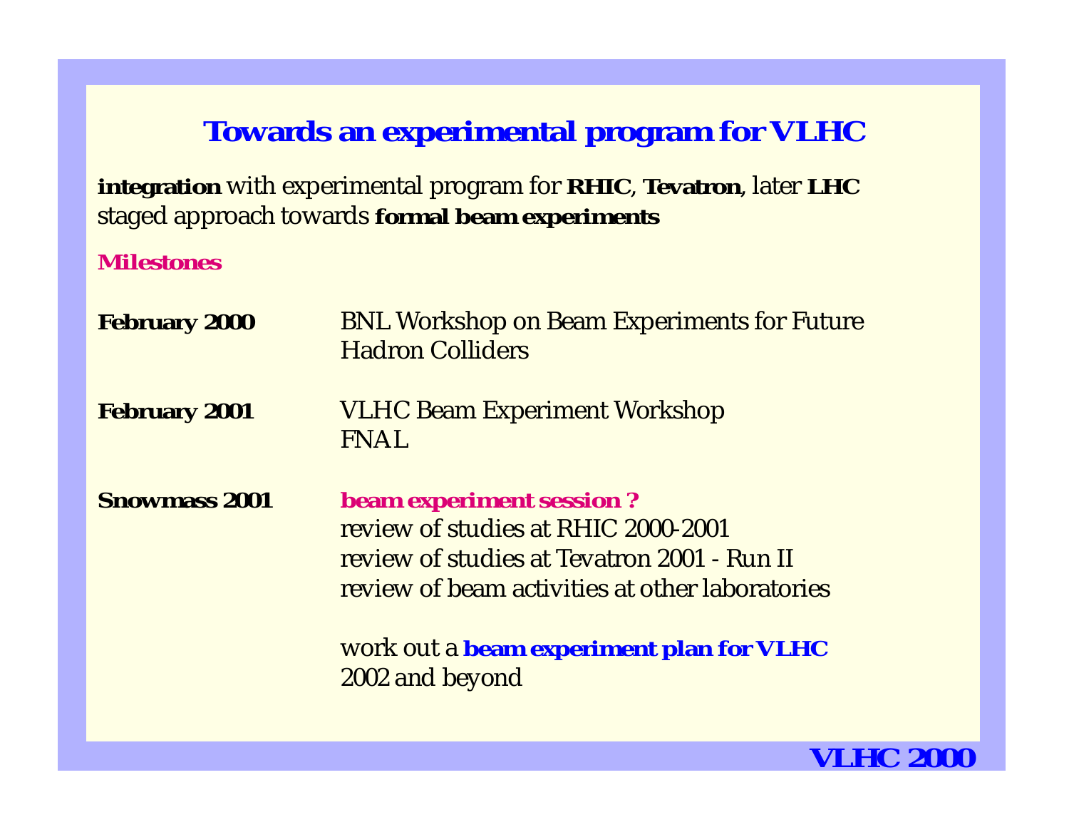## Towards an experimental program for VLHC

**integration** with experimental program for **RHIC**, **Tevatron**, later **LHC**
staged approach towards **formal beam experiments**

**Milestones**

| | |
|---|---|
| **February 2000** | BNL Workshop on Beam Experiments for Future Hadron Colliders |
| **February 2001** | VLHC Beam Experiment Workshop FNAL |
| **Snowmass 2001** | **beam experiment session ?**<br>review of studies at RHIC 2000-2001<br>review of studies at Tevatron 2001 - Run II<br>review of beam activities at other laboratories<br><br>work out a **beam experiment plan for VLHC** 2002 and beyond |

**VLHC 2000**